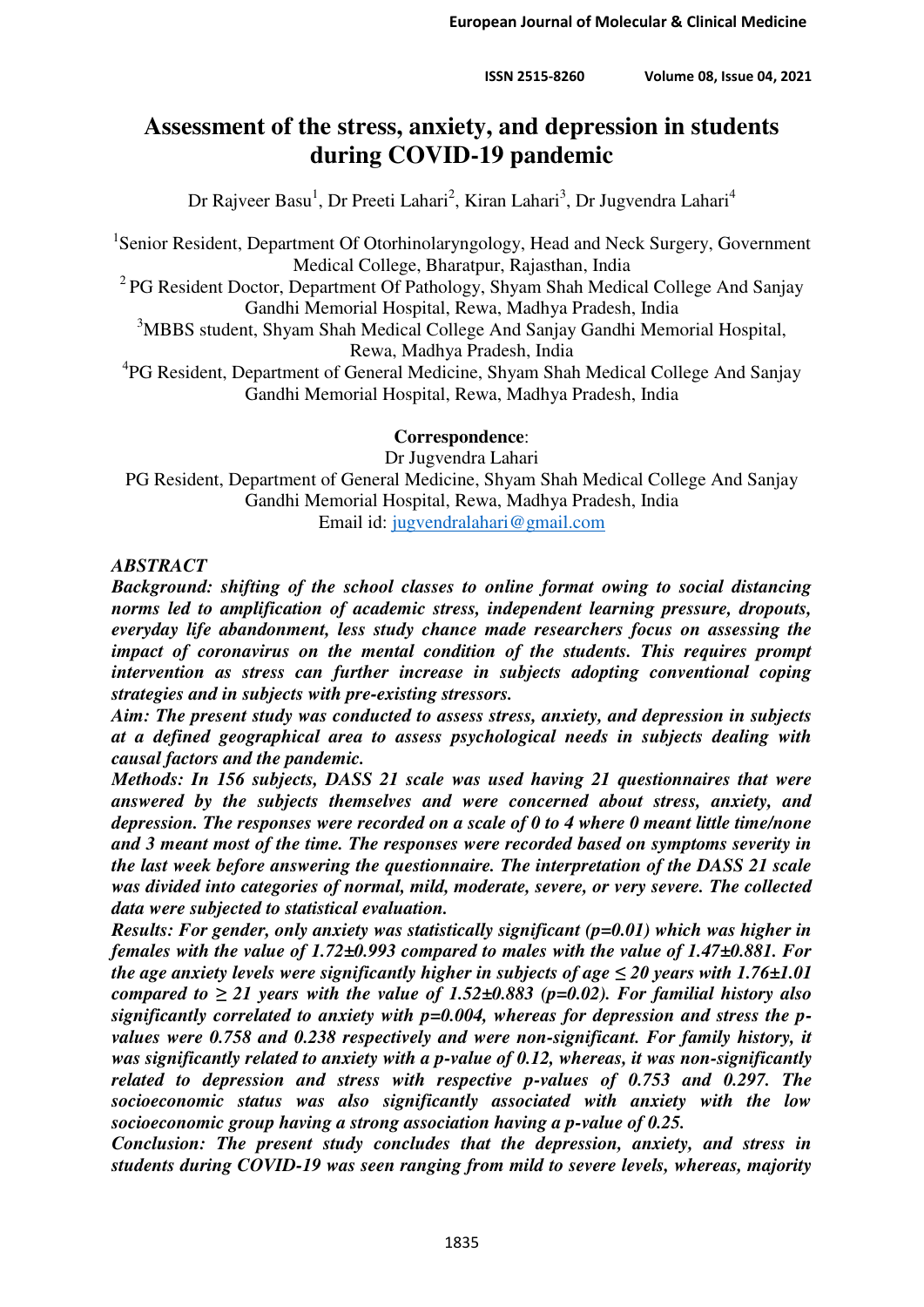# Assessment of the stress, anxiety, and depression in students during COVID-19 pandemic

Dr Rajveer Basu[1], Dr Preeti Lahari[2], Kiran Lahari[3], Dr Jugvendra Lahari[4]

[1]Senior Resident, Department Of Otorhinolaryngology, Head and Neck Surgery, Government Medical College, Bharatpur, Rajasthan, India

[2] PG Resident Doctor, Department Of Pathology, Shyam Shah Medical College And Sanjay Gandhi Memorial Hospital, Rewa, Madhya Pradesh, India

[3]MBBS student, Shyam Shah Medical College And Sanjay Gandhi Memorial Hospital, Rewa, Madhya Pradesh, India

[4]PG Resident, Department of General Medicine, Shyam Shah Medical College And Sanjay Gandhi Memorial Hospital, Rewa, Madhya Pradesh, India

**Correspondence**:
Dr Jugvendra Lahari
PG Resident, Department of General Medicine, Shyam Shah Medical College And Sanjay Gandhi Memorial Hospital, Rewa, Madhya Pradesh, India
Email id: jugvendralahari@gmail.com

***ABSTRACT***

***Background: shifting of the school classes to online format owing to social distancing norms led to amplification of academic stress, independent learning pressure, dropouts, everyday life abandonment, less study chance made researchers focus on assessing the impact of coronavirus on the mental condition of the students. This requires prompt intervention as stress can further increase in subjects adopting conventional coping strategies and in subjects with pre-existing stressors.***

***Aim: The present study was conducted to assess stress, anxiety, and depression in subjects at a defined geographical area to assess psychological needs in subjects dealing with causal factors and the pandemic.***

***Methods: In 156 subjects, DASS 21 scale was used having 21 questionnaires that were answered by the subjects themselves and were concerned about stress, anxiety, and depression. The responses were recorded on a scale of 0 to 4 where 0 meant little time/none and 3 meant most of the time. The responses were recorded based on symptoms severity in the last week before answering the questionnaire. The interpretation of the DASS 21 scale was divided into categories of normal, mild, moderate, severe, or very severe. The collected data were subjected to statistical evaluation.***

***Results: For gender, only anxiety was statistically significant ($p=0.01$) which was higher in females with the value of 1.72±0.993 compared to males with the value of 1.47±0.881. For the age anxiety levels were significantly higher in subjects of age ≤ 20 years with 1.76±1.01 compared to ≥ 21 years with the value of 1.52±0.883 ($p=0.02$). For familial history also significantly correlated to anxiety with $p=0.004$, whereas for depression and stress the p-values were 0.758 and 0.238 respectively and were non-significant. For family history, it was significantly related to anxiety with a p-value of 0.12, whereas, it was non-significantly related to depression and stress with respective p-values of 0.753 and 0.297. The socioeconomic status was also significantly associated with anxiety with the low socioeconomic group having a strong association having a p-value of 0.25.***

***Conclusion: The present study concludes that the depression, anxiety, and stress in students during COVID-19 was seen ranging from mild to severe levels, whereas, majority***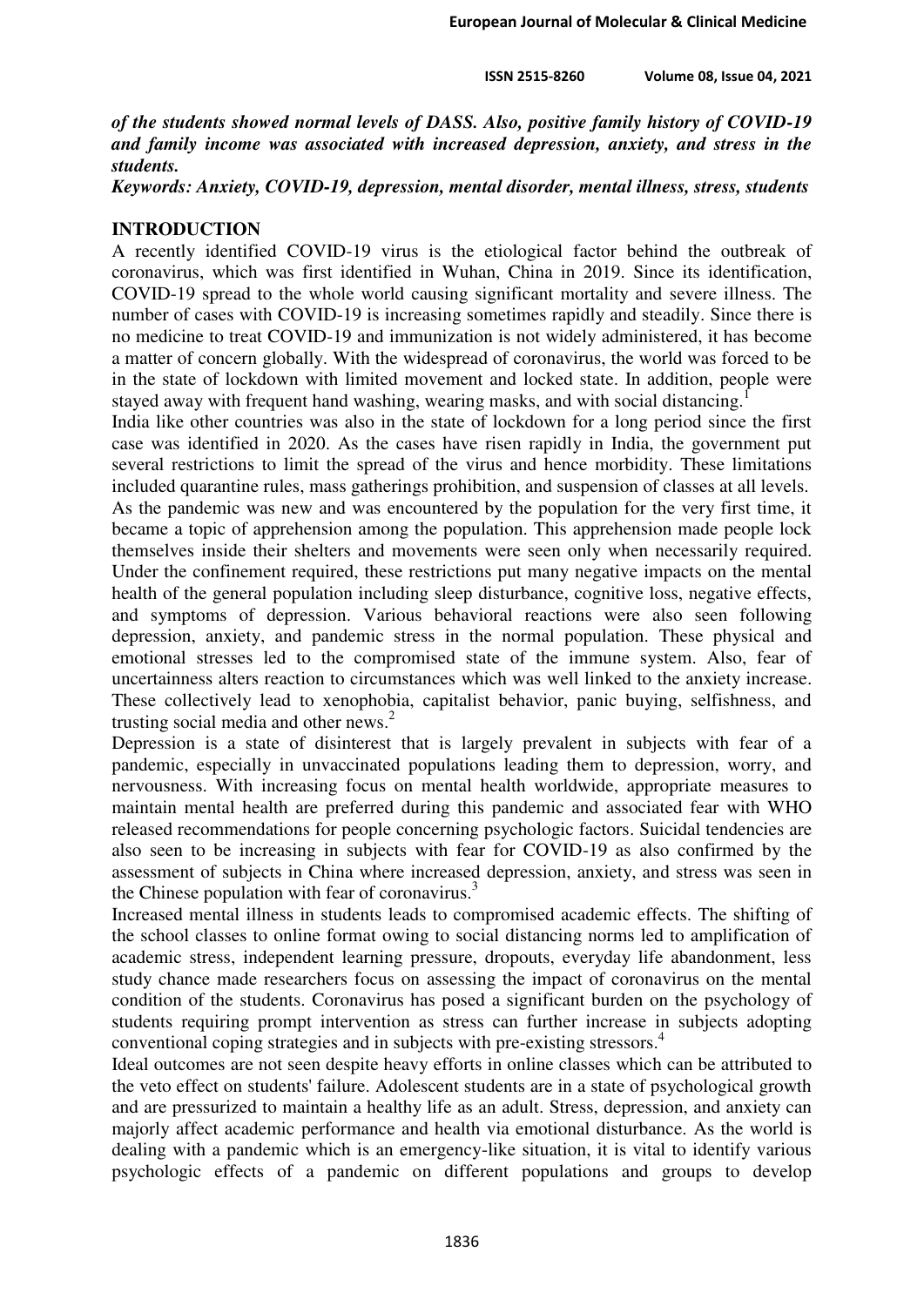***of the students showed normal levels of DASS. Also, positive family history of COVID-19 and family income was associated with increased depression, anxiety, and stress in the students.***

***Keywords: Anxiety, COVID-19, depression, mental disorder, mental illness, stress, students***

## INTRODUCTION

A recently identified COVID-19 virus is the etiological factor behind the outbreak of coronavirus, which was first identified in Wuhan, China in 2019. Since its identification, COVID-19 spread to the whole world causing significant mortality and severe illness. The number of cases with COVID-19 is increasing sometimes rapidly and steadily. Since there is no medicine to treat COVID-19 and immunization is not widely administered, it has become a matter of concern globally. With the widespread of coronavirus, the world was forced to be in the state of lockdown with limited movement and locked state. In addition, people were stayed away with frequent hand washing, wearing masks, and with social distancing.[1]

India like other countries was also in the state of lockdown for a long period since the first case was identified in 2020. As the cases have risen rapidly in India, the government put several restrictions to limit the spread of the virus and hence morbidity. These limitations included quarantine rules, mass gatherings prohibition, and suspension of classes at all levels.

As the pandemic was new and was encountered by the population for the very first time, it became a topic of apprehension among the population. This apprehension made people lock themselves inside their shelters and movements were seen only when necessarily required. Under the confinement required, these restrictions put many negative impacts on the mental health of the general population including sleep disturbance, cognitive loss, negative effects, and symptoms of depression. Various behavioral reactions were also seen following depression, anxiety, and pandemic stress in the normal population. These physical and emotional stresses led to the compromised state of the immune system. Also, fear of uncertainness alters reaction to circumstances which was well linked to the anxiety increase. These collectively lead to xenophobia, capitalist behavior, panic buying, selfishness, and trusting social media and other news.[2]

Depression is a state of disinterest that is largely prevalent in subjects with fear of a pandemic, especially in unvaccinated populations leading them to depression, worry, and nervousness. With increasing focus on mental health worldwide, appropriate measures to maintain mental health are preferred during this pandemic and associated fear with WHO released recommendations for people concerning psychologic factors. Suicidal tendencies are also seen to be increasing in subjects with fear for COVID-19 as also confirmed by the assessment of subjects in China where increased depression, anxiety, and stress was seen in the Chinese population with fear of coronavirus.[3]

Increased mental illness in students leads to compromised academic effects. The shifting of the school classes to online format owing to social distancing norms led to amplification of academic stress, independent learning pressure, dropouts, everyday life abandonment, less study chance made researchers focus on assessing the impact of coronavirus on the mental condition of the students. Coronavirus has posed a significant burden on the psychology of students requiring prompt intervention as stress can further increase in subjects adopting conventional coping strategies and in subjects with pre-existing stressors.[4]

Ideal outcomes are not seen despite heavy efforts in online classes which can be attributed to the veto effect on students' failure. Adolescent students are in a state of psychological growth and are pressurized to maintain a healthy life as an adult. Stress, depression, and anxiety can majorly affect academic performance and health via emotional disturbance. As the world is dealing with a pandemic which is an emergency-like situation, it is vital to identify various psychologic effects of a pandemic on different populations and groups to develop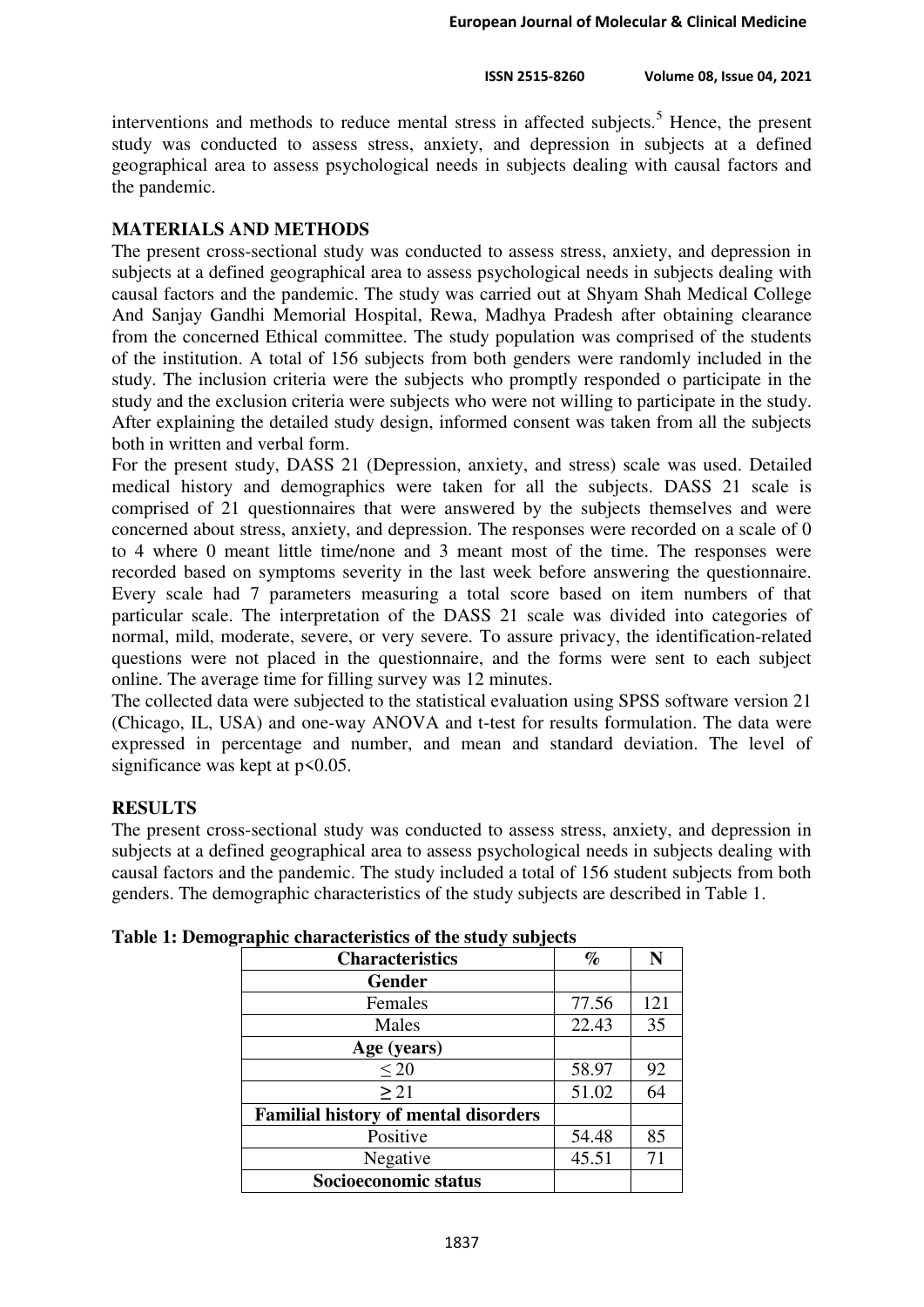interventions and methods to reduce mental stress in affected subjects.[5] Hence, the present study was conducted to assess stress, anxiety, and depression in subjects at a defined geographical area to assess psychological needs in subjects dealing with causal factors and the pandemic.

## MATERIALS AND METHODS

The present cross-sectional study was conducted to assess stress, anxiety, and depression in subjects at a defined geographical area to assess psychological needs in subjects dealing with causal factors and the pandemic. The study was carried out at Shyam Shah Medical College And Sanjay Gandhi Memorial Hospital, Rewa, Madhya Pradesh after obtaining clearance from the concerned Ethical committee. The study population was comprised of the students of the institution. A total of 156 subjects from both genders were randomly included in the study. The inclusion criteria were the subjects who promptly responded o participate in the study and the exclusion criteria were subjects who were not willing to participate in the study. After explaining the detailed study design, informed consent was taken from all the subjects both in written and verbal form.

For the present study, DASS 21 (Depression, anxiety, and stress) scale was used. Detailed medical history and demographics were taken for all the subjects. DASS 21 scale is comprised of 21 questionnaires that were answered by the subjects themselves and were concerned about stress, anxiety, and depression. The responses were recorded on a scale of 0 to 4 where 0 meant little time/none and 3 meant most of the time. The responses were recorded based on symptoms severity in the last week before answering the questionnaire. Every scale had 7 parameters measuring a total score based on item numbers of that particular scale. The interpretation of the DASS 21 scale was divided into categories of normal, mild, moderate, severe, or very severe. To assure privacy, the identification-related questions were not placed in the questionnaire, and the forms were sent to each subject online. The average time for filling survey was 12 minutes.

The collected data were subjected to the statistical evaluation using SPSS software version 21 (Chicago, IL, USA) and one-way ANOVA and t-test for results formulation. The data were expressed in percentage and number, and mean and standard deviation. The level of significance was kept at $p<0.05$.

## RESULTS

The present cross-sectional study was conducted to assess stress, anxiety, and depression in subjects at a defined geographical area to assess psychological needs in subjects dealing with causal factors and the pandemic. The study included a total of 156 student subjects from both genders. The demographic characteristics of the study subjects are described in Table 1.

**Table 1: Demographic characteristics of the study subjects**

| Characteristics | % | N |
|---|---|---|
| **Gender** | | |
| Females | 77.56 | 121 |
| Males | 22.43 | 35 |
| **Age (years)** | | |
| ≤ 20 | 58.97 | 92 |
| ≥ 21 | 51.02 | 64 |
| **Familial history of mental disorders** | | |
| Positive | 54.48 | 85 |
| Negative | 45.51 | 71 |
| **Socioeconomic status** | | |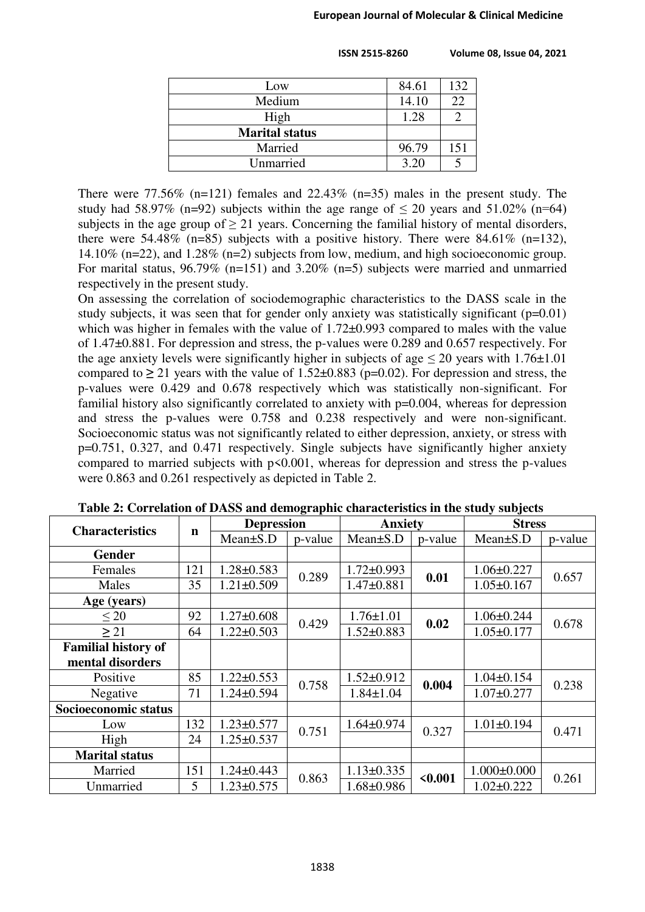| Low | 84.61 | 132 |
|---|---|---|
| Medium | 14.10 | 22 |
| High | 1.28 | 2 |
| **Marital status** | | |
| Married | 96.79 | 151 |
| Unmarried | 3.20 | 5 |

There were 77.56% (n=121) females and 22.43% (n=35) males in the present study. The study had 58.97% (n=92) subjects within the age range of ≤ 20 years and 51.02% (n=64) subjects in the age group of ≥ 21 years. Concerning the familial history of mental disorders, there were 54.48% (n=85) subjects with a positive history. There were 84.61% (n=132), 14.10% (n=22), and 1.28% (n=2) subjects from low, medium, and high socioeconomic group. For marital status, 96.79% (n=151) and 3.20% (n=5) subjects were married and unmarried respectively in the present study.

On assessing the correlation of sociodemographic characteristics to the DASS scale in the study subjects, it was seen that for gender only anxiety was statistically significant (p=0.01) which was higher in females with the value of 1.72±0.993 compared to males with the value of 1.47±0.881. For depression and stress, the p-values were 0.289 and 0.657 respectively. For the age anxiety levels were significantly higher in subjects of age ≤ 20 years with 1.76±1.01 compared to ≥ 21 years with the value of 1.52±0.883 (p=0.02). For depression and stress, the p-values were 0.429 and 0.678 respectively which was statistically non-significant. For familial history also significantly correlated to anxiety with p=0.004, whereas for depression and stress the p-values were 0.758 and 0.238 respectively and were non-significant. Socioeconomic status was not significantly related to either depression, anxiety, or stress with p=0.751, 0.327, and 0.471 respectively. Single subjects have significantly higher anxiety compared to married subjects with p<0.001, whereas for depression and stress the p-values were 0.863 and 0.261 respectively as depicted in Table 2.

**Table 2: Correlation of DASS and demographic characteristics in the study subjects**

| Characteristics | n | Depression | | Anxiety | | Stress | |
|---|---|---|---|---|---|---|---|
| | | Mean±S.D | p-value | Mean±S.D | p-value | Mean±S.D | p-value |
| **Gender** | | | | | | | |
| Females | 121 | 1.28±0.583 | 0.289 | 1.72±0.993 | **0.01** | 1.06±0.227 | 0.657 |
| Males | 35 | 1.21±0.509 | | 1.47±0.881 | | 1.05±0.167 | |
| **Age (years)** | | | | | | | |
| ≤ 20 | 92 | 1.27±0.608 | 0.429 | 1.76±1.01 | **0.02** | 1.06±0.244 | 0.678 |
| ≥ 21 | 64 | 1.22±0.503 | | 1.52±0.883 | | 1.05±0.177 | |
| **Familial history of mental disorders** | | | | | | | |
| Positive | 85 | 1.22±0.553 | 0.758 | 1.52±0.912 | **0.004** | 1.04±0.154 | 0.238 |
| Negative | 71 | 1.24±0.594 | | 1.84±1.04 | | 1.07±0.277 | |
| **Socioeconomic status** | | | | | | | |
| Low | 132 | 1.23±0.577 | 0.751 | 1.64±0.974 | 0.327 | 1.01±0.194 | 0.471 |
| High | 24 | 1.25±0.537 | | | | | |
| **Marital status** | | | | | | | |
| Married | 151 | 1.24±0.443 | 0.863 | 1.13±0.335 | **<0.001** | 1.000±0.000 | 0.261 |
| Unmarried | 5 | 1.23±0.575 | | 1.68±0.986 | | 1.02±0.222 | |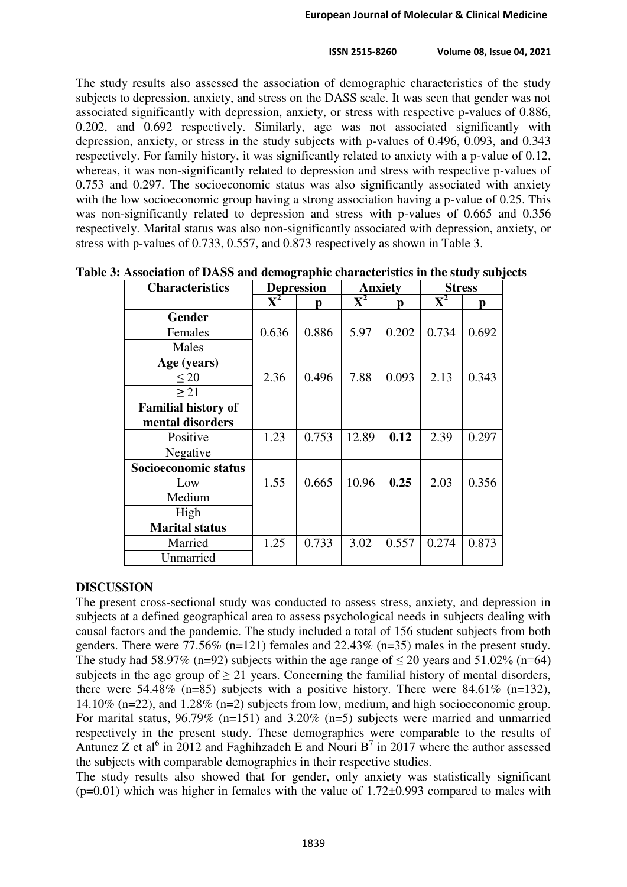The study results also assessed the association of demographic characteristics of the study subjects to depression, anxiety, and stress on the DASS scale. It was seen that gender was not associated significantly with depression, anxiety, or stress with respective p-values of 0.886, 0.202, and 0.692 respectively. Similarly, age was not associated significantly with depression, anxiety, or stress in the study subjects with p-values of 0.496, 0.093, and 0.343 respectively. For family history, it was significantly related to anxiety with a p-value of 0.12, whereas, it was non-significantly related to depression and stress with respective p-values of 0.753 and 0.297. The socioeconomic status was also significantly associated with anxiety with the low socioeconomic group having a strong association having a p-value of 0.25. This was non-significantly related to depression and stress with p-values of 0.665 and 0.356 respectively. Marital status was also non-significantly associated with depression, anxiety, or stress with p-values of 0.733, 0.557, and 0.873 respectively as shown in Table 3.

**Table 3: Association of DASS and demographic characteristics in the study subjects**

| Characteristics | Depression | | Anxiety | | Stress | |
|---|---|---|---|---|---|---|
| | $X^2$ | p | $X^2$ | p | $X^2$ | p |
| **Gender** | | | | | | |
| Females | 0.636 | 0.886 | 5.97 | 0.202 | 0.734 | 0.692 |
| Males | | | | | | |
| **Age (years)** | | | | | | |
| ≤ 20 | 2.36 | 0.496 | 7.88 | 0.093 | 2.13 | 0.343 |
| ≥ 21 | | | | | | |
| **Familial history of mental disorders** | | | | | | |
| Positive | 1.23 | 0.753 | 12.89 | **0.12** | 2.39 | 0.297 |
| Negative | | | | | | |
| **Socioeconomic status** | | | | | | |
| Low | 1.55 | 0.665 | 10.96 | **0.25** | 2.03 | 0.356 |
| Medium | | | | | | |
| High | | | | | | |
| **Marital status** | | | | | | |
| Married | 1.25 | 0.733 | 3.02 | 0.557 | 0.274 | 0.873 |
| Unmarried | | | | | | |

## DISCUSSION

The present cross-sectional study was conducted to assess stress, anxiety, and depression in subjects at a defined geographical area to assess psychological needs in subjects dealing with causal factors and the pandemic. The study included a total of 156 student subjects from both genders. There were 77.56% (n=121) females and 22.43% (n=35) males in the present study. The study had 58.97% (n=92) subjects within the age range of ≤ 20 years and 51.02% (n=64) subjects in the age group of ≥ 21 years. Concerning the familial history of mental disorders, there were 54.48% (n=85) subjects with a positive history. There were 84.61% (n=132), 14.10% (n=22), and 1.28% (n=2) subjects from low, medium, and high socioeconomic group. For marital status, 96.79% (n=151) and 3.20% (n=5) subjects were married and unmarried respectively in the present study. These demographics were comparable to the results of Antunez Z et al[6] in 2012 and Faghihzadeh E and Nouri B[7] in 2017 where the author assessed the subjects with comparable demographics in their respective studies.

The study results also showed that for gender, only anxiety was statistically significant (p=0.01) which was higher in females with the value of 1.72±0.993 compared to males with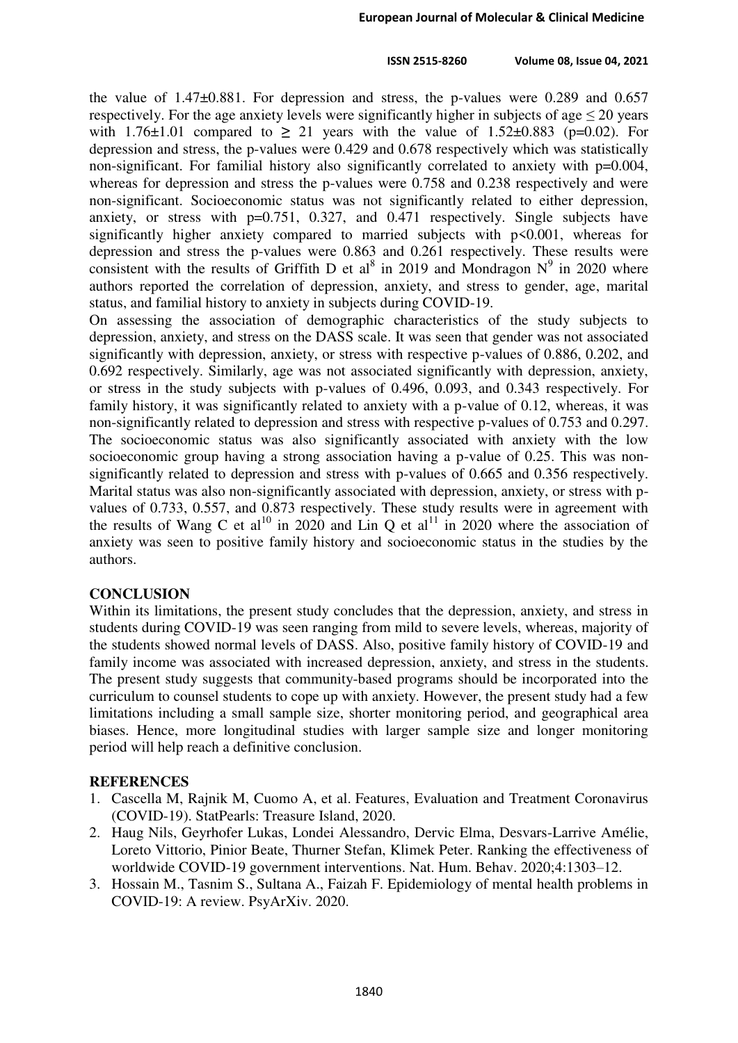the value of 1.47±0.881. For depression and stress, the p-values were 0.289 and 0.657 respectively. For the age anxiety levels were significantly higher in subjects of age ≤ 20 years with 1.76±1.01 compared to ≥ 21 years with the value of 1.52±0.883 (p=0.02). For depression and stress, the p-values were 0.429 and 0.678 respectively which was statistically non-significant. For familial history also significantly correlated to anxiety with p=0.004, whereas for depression and stress the p-values were 0.758 and 0.238 respectively and were non-significant. Socioeconomic status was not significantly related to either depression, anxiety, or stress with p=0.751, 0.327, and 0.471 respectively. Single subjects have significantly higher anxiety compared to married subjects with p<0.001, whereas for depression and stress the p-values were 0.863 and 0.261 respectively. These results were consistent with the results of Griffith D et al[8] in 2019 and Mondragon N[9] in 2020 where authors reported the correlation of depression, anxiety, and stress to gender, age, marital status, and familial history to anxiety in subjects during COVID-19.

On assessing the association of demographic characteristics of the study subjects to depression, anxiety, and stress on the DASS scale. It was seen that gender was not associated significantly with depression, anxiety, or stress with respective p-values of 0.886, 0.202, and 0.692 respectively. Similarly, age was not associated significantly with depression, anxiety, or stress in the study subjects with p-values of 0.496, 0.093, and 0.343 respectively. For family history, it was significantly related to anxiety with a p-value of 0.12, whereas, it was non-significantly related to depression and stress with respective p-values of 0.753 and 0.297. The socioeconomic status was also significantly associated with anxiety with the low socioeconomic group having a strong association having a p-value of 0.25. This was non-significantly related to depression and stress with p-values of 0.665 and 0.356 respectively. Marital status was also non-significantly associated with depression, anxiety, or stress with p-values of 0.733, 0.557, and 0.873 respectively. These study results were in agreement with the results of Wang C et al[10] in 2020 and Lin Q et al[11] in 2020 where the association of anxiety was seen to positive family history and socioeconomic status in the studies by the authors.

## CONCLUSION

Within its limitations, the present study concludes that the depression, anxiety, and stress in students during COVID-19 was seen ranging from mild to severe levels, whereas, majority of the students showed normal levels of DASS. Also, positive family history of COVID-19 and family income was associated with increased depression, anxiety, and stress in the students. The present study suggests that community-based programs should be incorporated into the curriculum to counsel students to cope up with anxiety. However, the present study had a few limitations including a small sample size, shorter monitoring period, and geographical area biases. Hence, more longitudinal studies with larger sample size and longer monitoring period will help reach a definitive conclusion.

## REFERENCES

1. Cascella M, Rajnik M, Cuomo A, et al. Features, Evaluation and Treatment Coronavirus (COVID-19). StatPearls: Treasure Island, 2020.
2. Haug Nils, Geyrhofer Lukas, Londei Alessandro, Dervic Elma, Desvars-Larrive Amélie, Loreto Vittorio, Pinior Beate, Thurner Stefan, Klimek Peter. Ranking the effectiveness of worldwide COVID-19 government interventions. Nat. Hum. Behav. 2020;4:1303–12.
3. Hossain M., Tasnim S., Sultana A., Faizah F. Epidemiology of mental health problems in COVID-19: A review. PsyArXiv. 2020.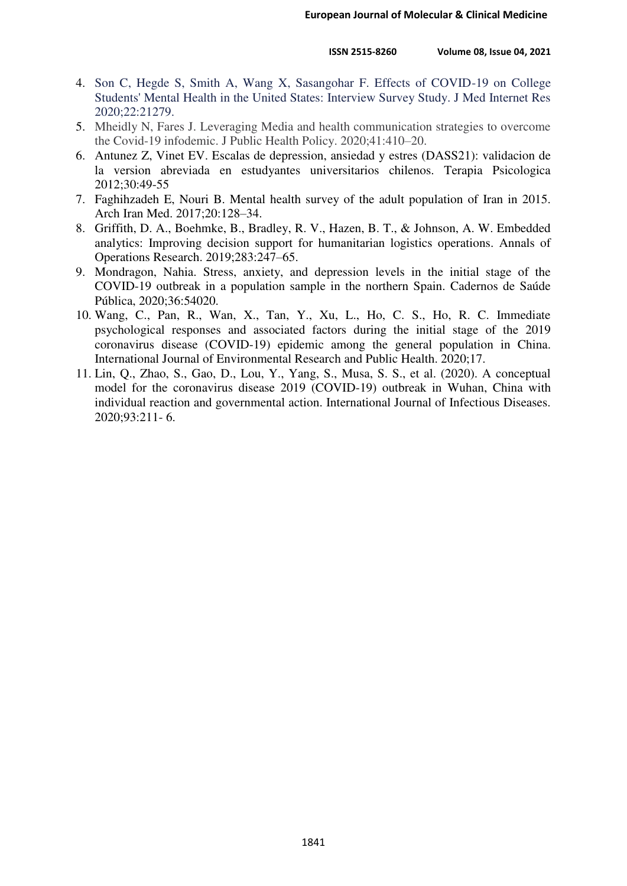4. Son C, Hegde S, Smith A, Wang X, Sasangohar F. Effects of COVID-19 on College Students' Mental Health in the United States: Interview Survey Study. J Med Internet Res 2020;22:21279.
5. Mheidly N, Fares J. Leveraging Media and health communication strategies to overcome the Covid-19 infodemic. J Public Health Policy. 2020;41:410–20.
6. Antunez Z, Vinet EV. Escalas de depression, ansiedad y estres (DASS21): validacion de la version abreviada en estudyantes universitarios chilenos. Terapia Psicologica 2012;30:49-55
7. Faghihzadeh E, Nouri B. Mental health survey of the adult population of Iran in 2015. Arch Iran Med. 2017;20:128–34.
8. Griffith, D. A., Boehmke, B., Bradley, R. V., Hazen, B. T., & Johnson, A. W. Embedded analytics: Improving decision support for humanitarian logistics operations. Annals of Operations Research. 2019;283:247–65.
9. Mondragon, Nahia. Stress, anxiety, and depression levels in the initial stage of the COVID-19 outbreak in a population sample in the northern Spain. Cadernos de Saúde Pública, 2020;36:54020.
10. Wang, C., Pan, R., Wan, X., Tan, Y., Xu, L., Ho, C. S., Ho, R. C. Immediate psychological responses and associated factors during the initial stage of the 2019 coronavirus disease (COVID-19) epidemic among the general population in China. International Journal of Environmental Research and Public Health. 2020;17.
11. Lin, Q., Zhao, S., Gao, D., Lou, Y., Yang, S., Musa, S. S., et al. (2020). A conceptual model for the coronavirus disease 2019 (COVID-19) outbreak in Wuhan, China with individual reaction and governmental action. International Journal of Infectious Diseases. 2020;93:211- 6.